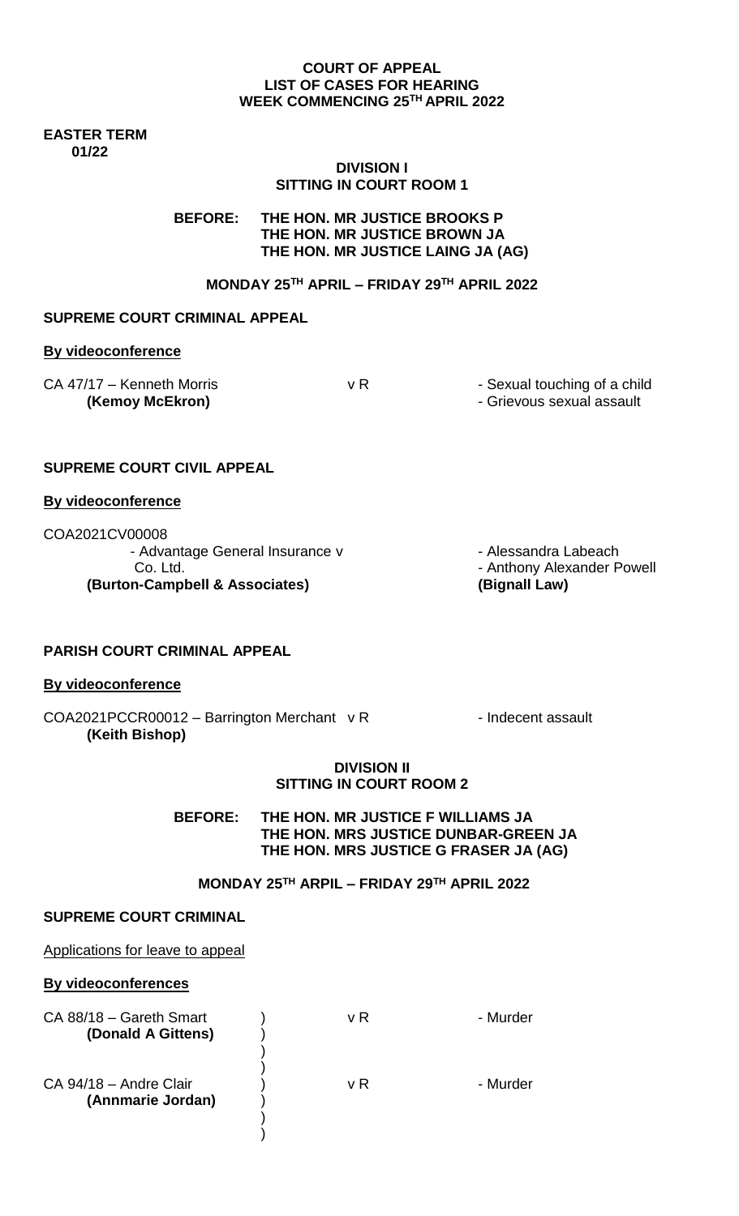**COURT OF APPEAL**
**LIST OF CASES FOR HEARING**
**WEEK COMMENCING 25TH APRIL 2022**

**EASTER TERM**
**01/22**

## DIVISION I
## SITTING IN COURT ROOM 1

**BEFORE: THE HON. MR JUSTICE BROOKS P**
**THE HON. MR JUSTICE BROWN JA**
**THE HON. MR JUSTICE LAING JA (AG)**

**MONDAY 25TH APRIL – FRIDAY 29TH APRIL 2022**

### SUPREME COURT CRIMINAL APPEAL

**By videoconference**

CA 47/17 – Kenneth Morris v R - Sexual touching of a child
**(Kemoy McEkron)** - Grievous sexual assault

### SUPREME COURT CIVIL APPEAL

**By videoconference**

COA2021CV00008
- Advantage General Insurance v - Alessandra Labeach
Co. Ltd. - Anthony Alexander Powell
**(Burton-Campbell & Associates)** **(Bignall Law)**

### PARISH COURT CRIMINAL APPEAL

**By videoconference**

COA2021PCCR00012 – Barrington Merchant v R - Indecent assault
**(Keith Bishop)**

## DIVISION II
## SITTING IN COURT ROOM 2

**BEFORE: THE HON. MR JUSTICE F WILLIAMS JA**
**THE HON. MRS JUSTICE DUNBAR-GREEN JA**
**THE HON. MRS JUSTICE G FRASER JA (AG)**

**MONDAY 25TH ARPIL – FRIDAY 29TH APRIL 2022**

### SUPREME COURT CRIMINAL

Applications for leave to appeal

**By videoconferences**

CA 88/18 – Gareth Smart ) v R - Murder
**(Donald A Gittens)** )

CA 94/18 – Andre Clair ) v R - Murder
**(Annmarie Jordan)** )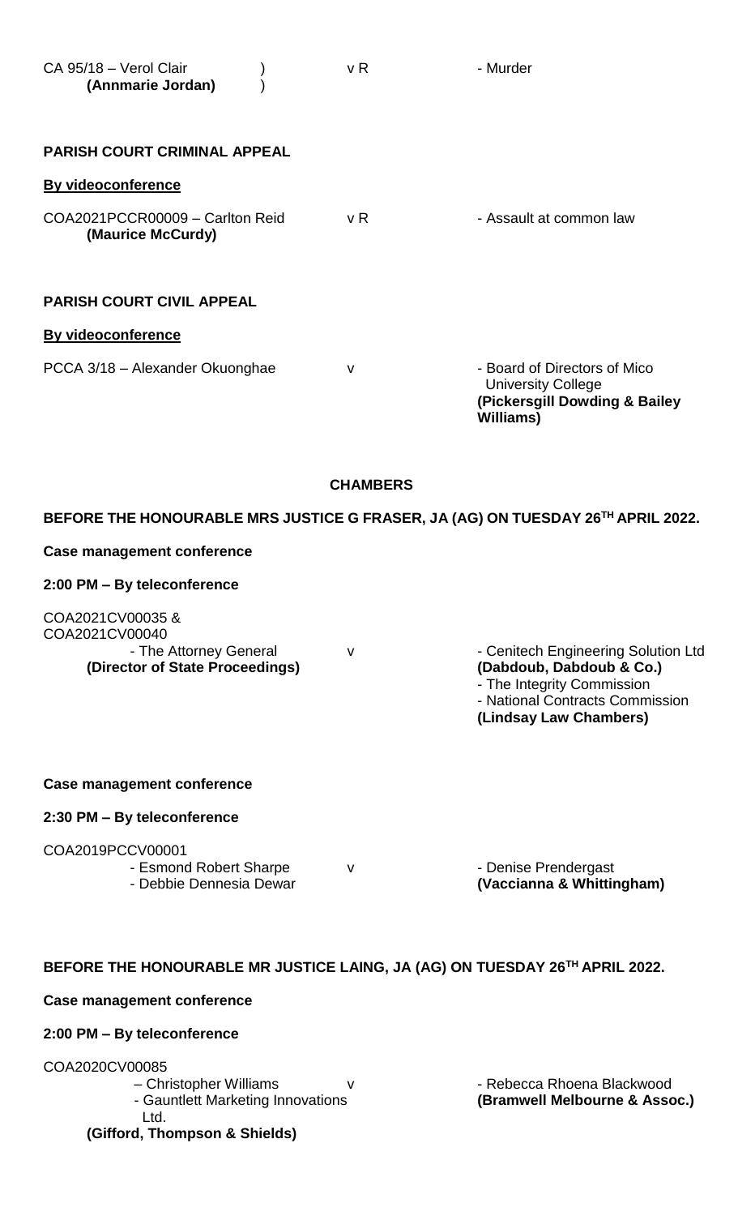CA 95/18 – Verol Clair ) v R - Murder
**(Annmarie Jordan)** )

**PARISH COURT CRIMINAL APPEAL**

**By videoconference**

COA2021PCCR00009 – Carlton Reid v R - Assault at common law
**(Maurice McCurdy)**

**PARISH COURT CIVIL APPEAL**

**By videoconference**

PCCA 3/18 – Alexander Okuonghae v - Board of Directors of Mico University College
**(Pickersgill Dowding & Bailey Williams)**

**CHAMBERS**

**BEFORE THE HONOURABLE MRS JUSTICE G FRASER, JA (AG) ON TUESDAY 26TH APRIL 2022.**

**Case management conference**

**2:00 PM – By teleconference**

COA2021CV00035 &
COA2021CV00040
- The Attorney General v - Cenitech Engineering Solution Ltd
**(Director of State Proceedings)** **(Dabdoub, Dabdoub & Co.)**
- The Integrity Commission
- National Contracts Commission
**(Lindsay Law Chambers)**

**Case management conference**

**2:30 PM – By teleconference**

COA2019PCCV00001
- Esmond Robert Sharpe v - Denise Prendergast
- Debbie Dennesia Dewar **(Vaccianna & Whittingham)**

**BEFORE THE HONOURABLE MR JUSTICE LAING, JA (AG) ON TUESDAY 26TH APRIL 2022.**

**Case management conference**

**2:00 PM – By teleconference**

COA2020CV00085
– Christopher Williams v - Rebecca Rhoena Blackwood
- Gauntlett Marketing Innovations Ltd. **(Bramwell Melbourne & Assoc.)**
**(Gifford, Thompson & Shields)**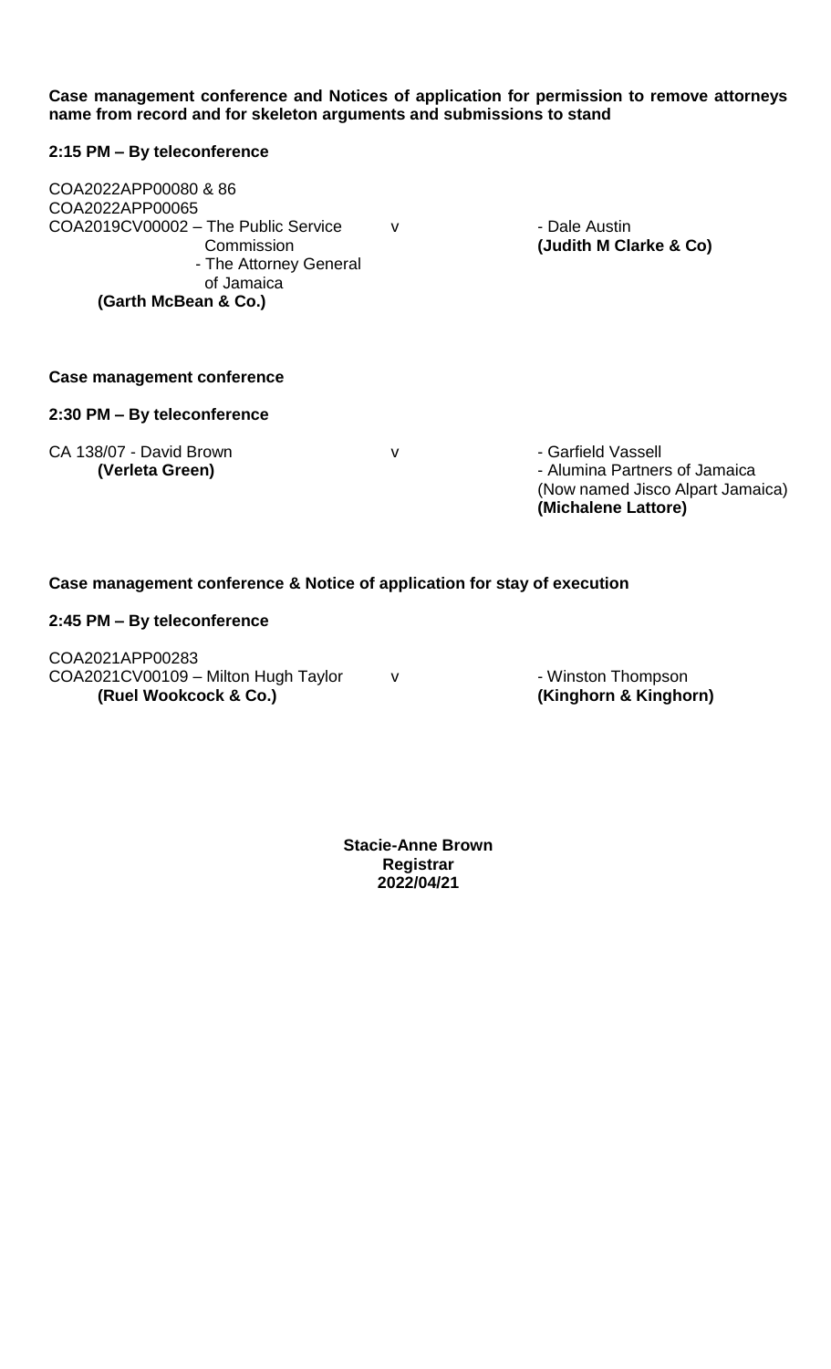**Case management conference and Notices of application for permission to remove attorneys name from record and for skeleton arguments and submissions to stand**

**2:15 PM – By teleconference**

COA2022APP00080 & 86
COA2022APP00065

| | | |
|---|---|---|
| COA2019CV00002 – The Public Service Commission<br>- The Attorney General of Jamaica<br>**(Garth McBean & Co.)** | v | - Dale Austin<br>**(Judith M Clarke & Co)** |

**Case management conference**

**2:30 PM – By teleconference**

| | | |
|---|---|---|
| CA 138/07 - David Brown<br>**(Verleta Green)** | v | - Garfield Vassell<br>- Alumina Partners of Jamaica (Now named Jisco Alpart Jamaica)<br>**(Michalene Lattore)** |

**Case management conference & Notice of application for stay of execution**

**2:45 PM – By teleconference**

COA2021APP00283

| | | |
|---|---|---|
| COA2021CV00109 – Milton Hugh Taylor<br>**(Ruel Wookcock & Co.)** | v | - Winston Thompson<br>**(Kinghorn & Kinghorn)** |

**Stacie-Anne Brown**
**Registrar**
**2022/04/21**